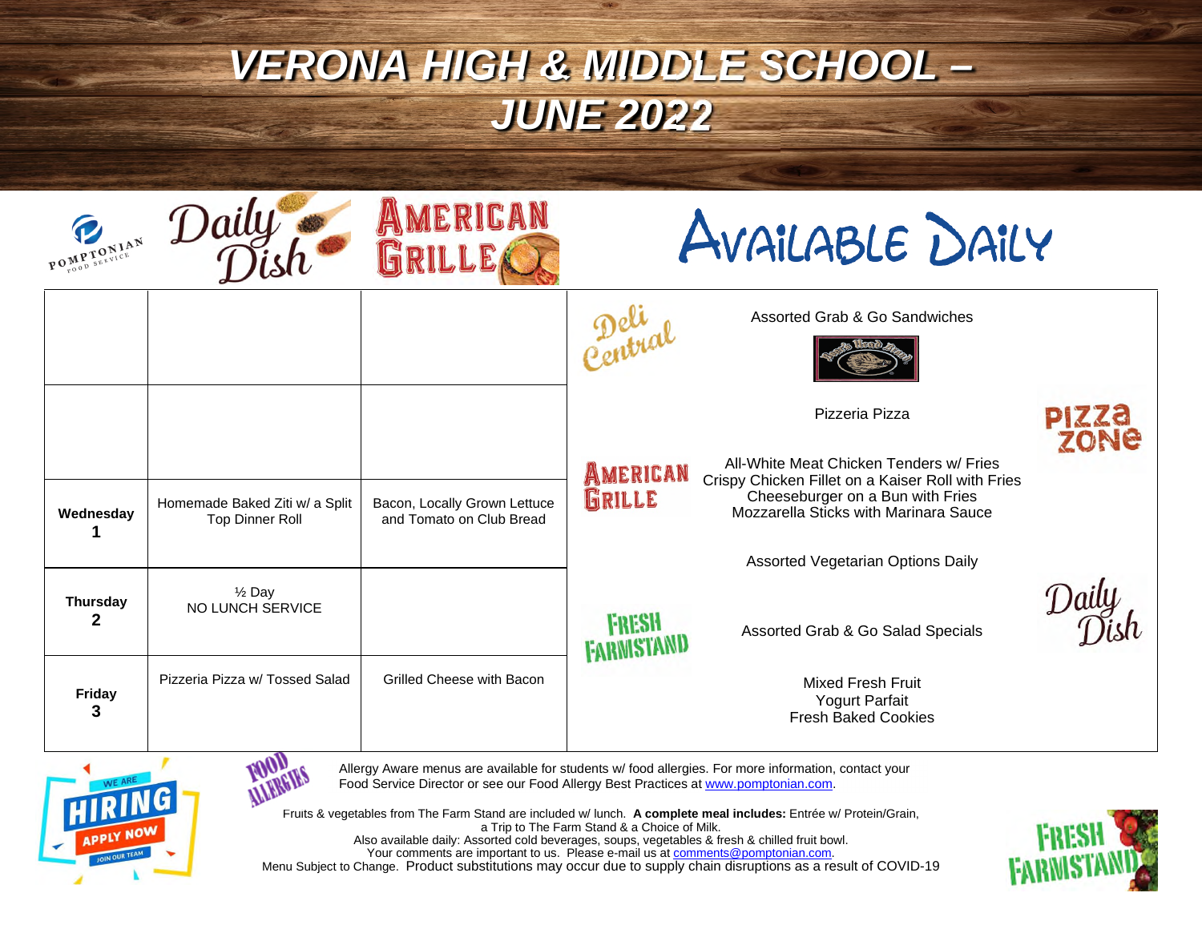# VERONA HIGH & MIDDLE SCHOOL – JUNE 2022

| | Daily Dish | American Grille |
|---|---|---|
| | | |
| | | |
| **Wednesday 1** | Homemade Baked Ziti w/ a Split Top Dinner Roll | Bacon, Locally Grown Lettuce and Tomato on Club Bread |
| **Thursday 2** | ½ Day NO LUNCH SERVICE | |
| **Friday 3** | Pizzeria Pizza w/ Tossed Salad | Grilled Cheese with Bacon |

## Available Daily

**Deli Central**
Assorted Grab & Go Sandwiches

**Pizza Zone**
Pizzeria Pizza

**American Grille**
All-White Meat Chicken Tenders w/ Fries
Crispy Chicken Fillet on a Kaiser Roll with Fries
Cheeseburger on a Bun with Fries
Mozzarella Sticks with Marinara Sauce

**Daily Dish**
Assorted Vegetarian Options Daily

**Fresh Farmstand**
Assorted Grab & Go Salad Specials

Mixed Fresh Fruit
Yogurt Parfait
Fresh Baked Cookies

Allergy Aware menus are available for students w/ food allergies. For more information, contact your Food Service Director or see our Food Allergy Best Practices at www.pomptonian.com.

Fruits & vegetables from The Farm Stand are included w/ lunch. **A complete meal includes:** Entrée w/ Protein/Grain, a Trip to The Farm Stand & a Choice of Milk.
Also available daily: Assorted cold beverages, soups, vegetables & fresh & chilled fruit bowl.
Your comments are important to us. Please e-mail us at comments@pomptonian.com.
Menu Subject to Change. Product substitutions may occur due to supply chain disruptions as a result of COVID-19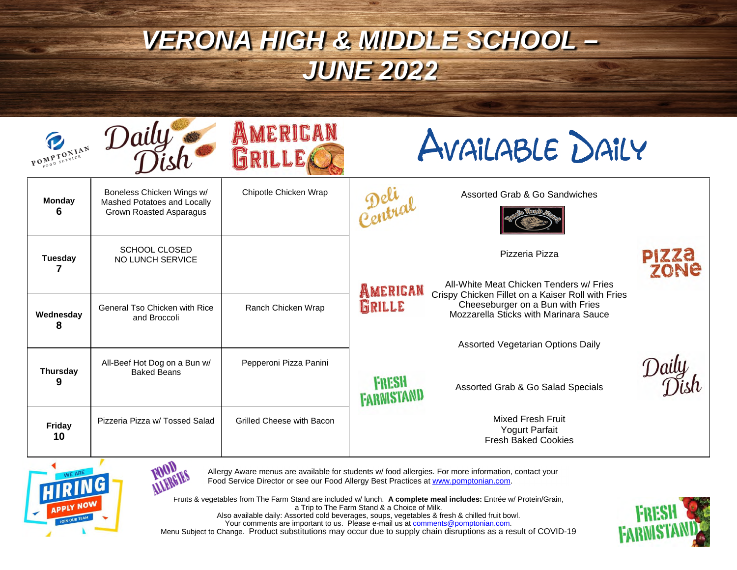# VERONA HIGH & MIDDLE SCHOOL – JUNE 2022

| | Daily Dish | American Grille |
|---|---|---|
| **Monday 6** | Boneless Chicken Wings w/ Mashed Potatoes and Locally Grown Roasted Asparagus | Chipotle Chicken Wrap |
| **Tuesday 7** | SCHOOL CLOSED NO LUNCH SERVICE | |
| **Wednesday 8** | General Tso Chicken with Rice and Broccoli | Ranch Chicken Wrap |
| **Thursday 9** | All-Beef Hot Dog on a Bun w/ Baked Beans | Pepperoni Pizza Panini |
| **Friday 10** | Pizzeria Pizza w/ Tossed Salad | Grilled Cheese with Bacon |

## Available Daily

**Deli Central**
- Assorted Grab & Go Sandwiches

**Pizza Zone**
- Pizzeria Pizza

**American Grille**
- All-White Meat Chicken Tenders w/ Fries
- Crispy Chicken Fillet on a Kaiser Roll with Fries
- Cheeseburger on a Bun with Fries
- Mozzarella Sticks with Marinara Sauce

**Daily Dish**
- Assorted Vegetarian Options Daily

**Fresh Farmstand**
- Assorted Grab & Go Salad Specials
- Mixed Fresh Fruit
- Yogurt Parfait
- Fresh Baked Cookies

WE ARE HIRING — APPLY NOW — JOIN OUR TEAM

FOOD ALLERGIES

Allergy Aware menus are available for students w/ food allergies. For more information, contact your Food Service Director or see our Food Allergy Best Practices at www.pomptonian.com.

Fruits & vegetables from The Farm Stand are included w/ lunch. **A complete meal includes:** Entrée w/ Protein/Grain, a Trip to The Farm Stand & a Choice of Milk.
Also available daily: Assorted cold beverages, soups, vegetables & fresh & chilled fruit bowl.
Your comments are important to us. Please e-mail us at comments@pomptonian.com.
Menu Subject to Change. Product substitutions may occur due to supply chain disruptions as a result of COVID-19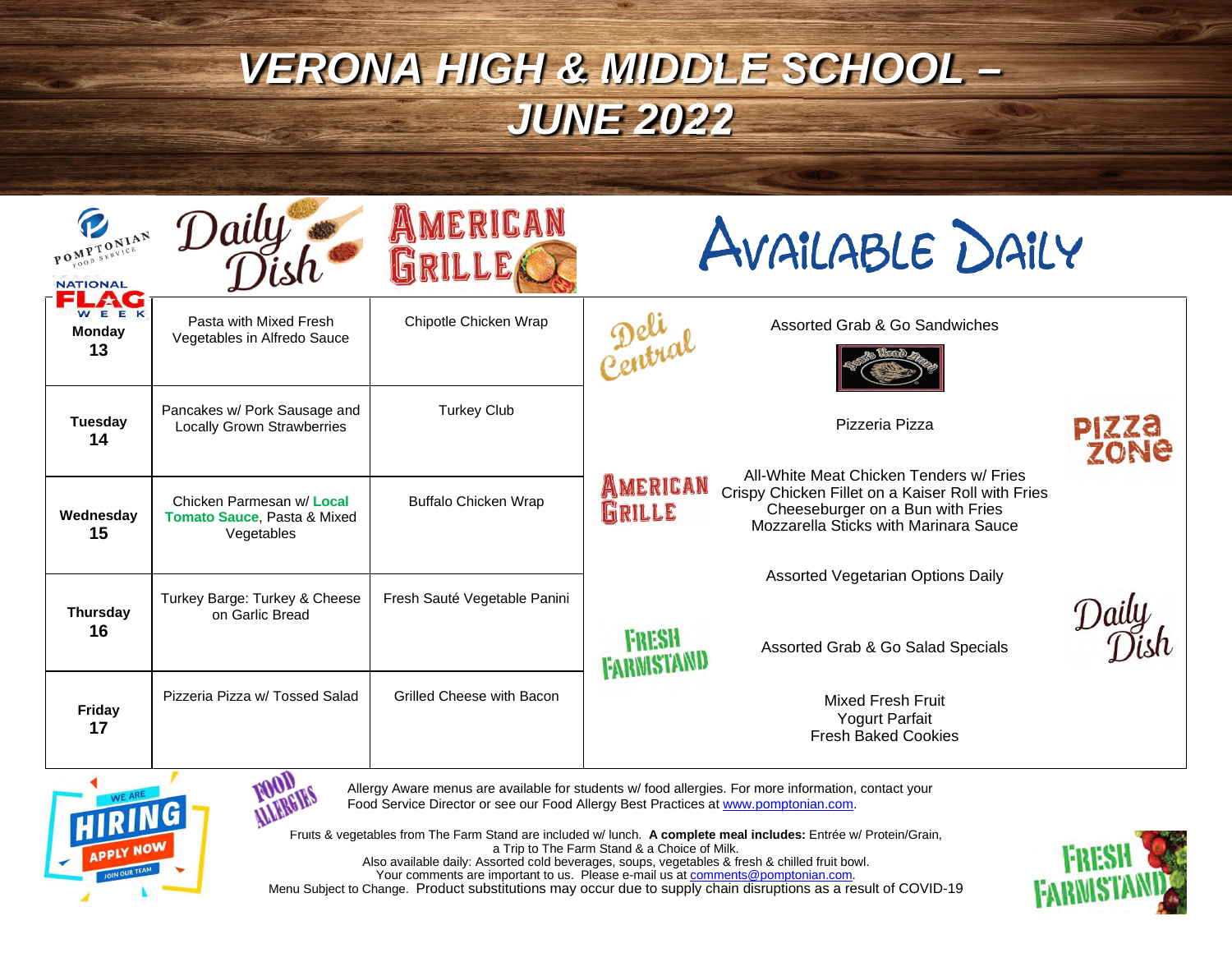# VERONA HIGH & MIDDLE SCHOOL – JUNE 2022

NATIONAL FLAG WEEK

| | Daily Dish | American Grille |
|---|---|---|
| **Monday 13** | Pasta with Mixed Fresh Vegetables in Alfredo Sauce | Chipotle Chicken Wrap |
| **Tuesday 14** | Pancakes w/ Pork Sausage and Locally Grown Strawberries | Turkey Club |
| **Wednesday 15** | Chicken Parmesan w/ **Local Tomato Sauce**, Pasta & Mixed Vegetables | Buffalo Chicken Wrap |
| **Thursday 16** | Turkey Barge: Turkey & Cheese on Garlic Bread | Fresh Sauté Vegetable Panini |
| **Friday 17** | Pizzeria Pizza w/ Tossed Salad | Grilled Cheese with Bacon |

## Available Daily

**Deli Central**
Assorted Grab & Go Sandwiches

**Pizza Zone**
Pizzeria Pizza

**American Grille**
All-White Meat Chicken Tenders w/ Fries
Crispy Chicken Fillet on a Kaiser Roll with Fries
Cheeseburger on a Bun with Fries
Mozzarella Sticks with Marinara Sauce

**Daily Dish**
Assorted Vegetarian Options Daily

**Fresh Farmstand**
Assorted Grab & Go Salad Specials

Mixed Fresh Fruit
Yogurt Parfait
Fresh Baked Cookies

---

WE ARE HIRING – APPLY NOW – JOIN OUR TEAM

FOOD ALLERGIES

Allergy Aware menus are available for students w/ food allergies. For more information, contact your Food Service Director or see our Food Allergy Best Practices at www.pomptonian.com.

Fruits & vegetables from The Farm Stand are included w/ lunch. **A complete meal includes:** Entrée w/ Protein/Grain, a Trip to The Farm Stand & a Choice of Milk.
Also available daily: Assorted cold beverages, soups, vegetables & fresh & chilled fruit bowl.
Your comments are important to us. Please e-mail us at comments@pomptonian.com.
Menu Subject to Change. Product substitutions may occur due to supply chain disruptions as a result of COVID-19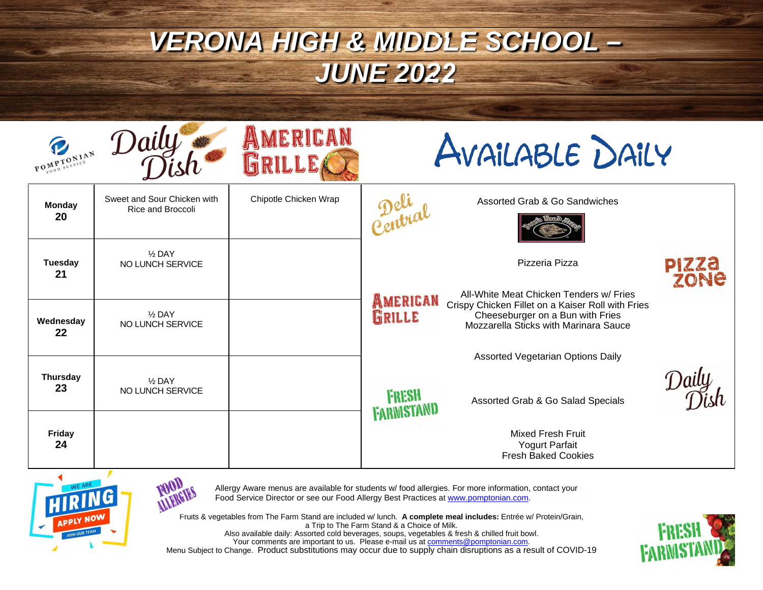# VERONA HIGH & MIDDLE SCHOOL – JUNE 2022

| | Daily Dish | American Grille |
|---|---|---|
| **Monday 20** | Sweet and Sour Chicken with Rice and Broccoli | Chipotle Chicken Wrap |
| **Tuesday 21** | ½ DAY NO LUNCH SERVICE | |
| **Wednesday 22** | ½ DAY NO LUNCH SERVICE | |
| **Thursday 23** | ½ DAY NO LUNCH SERVICE | |
| **Friday 24** | | |

## Available Daily

**Deli Central**
Assorted Grab & Go Sandwiches

**Pizza Zone**
Pizzeria Pizza

**American Grille**
All-White Meat Chicken Tenders w/ Fries
Crispy Chicken Fillet on a Kaiser Roll with Fries
Cheeseburger on a Bun with Fries
Mozzarella Sticks with Marinara Sauce

**Daily Dish**
Assorted Vegetarian Options Daily

**Fresh Farmstand**
Assorted Grab & Go Salad Specials

Mixed Fresh Fruit
Yogurt Parfait
Fresh Baked Cookies

WE ARE HIRING – APPLY NOW – JOIN OUR TEAM

FOOD ALLERGIES

Allergy Aware menus are available for students w/ food allergies. For more information, contact your Food Service Director or see our Food Allergy Best Practices at www.pomptonian.com.

Fruits & vegetables from The Farm Stand are included w/ lunch. **A complete meal includes:** Entrée w/ Protein/Grain, a Trip to The Farm Stand & a Choice of Milk.
Also available daily: Assorted cold beverages, soups, vegetables & fresh & chilled fruit bowl.
Your comments are important to us. Please e-mail us at comments@pomptonian.com.
Menu Subject to Change. Product substitutions may occur due to supply chain disruptions as a result of COVID-19